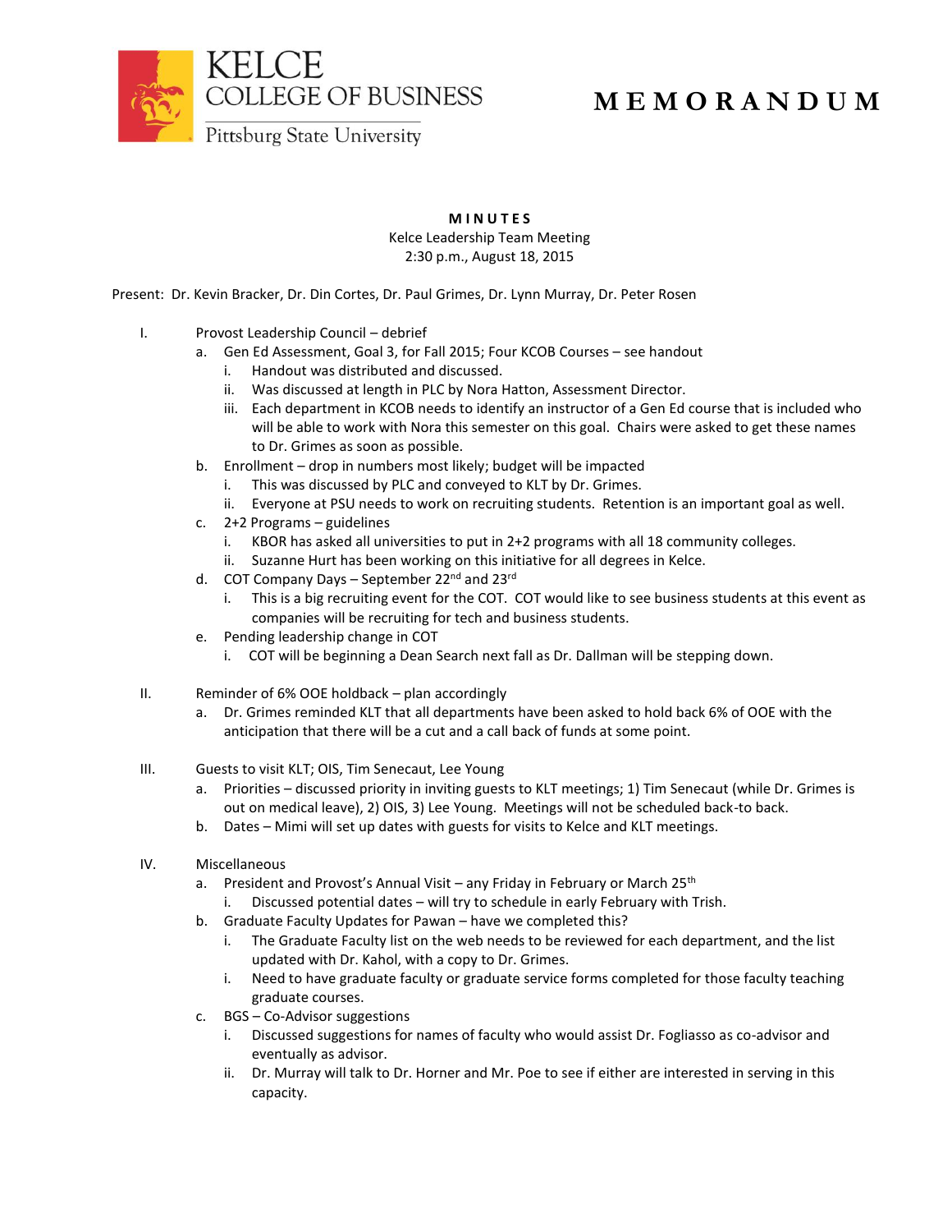KELCE
COLLEGE OF BUSINESS
Pittsburg State University

# MEMORANDUM

**MINUTES**
Kelce Leadership Team Meeting
2:30 p.m., August 18, 2015

Present: Dr. Kevin Bracker, Dr. Din Cortes, Dr. Paul Grimes, Dr. Lynn Murray, Dr. Peter Rosen

I. Provost Leadership Council – debrief
   a. Gen Ed Assessment, Goal 3, for Fall 2015; Four KCOB Courses – see handout
      i. Handout was distributed and discussed.
      ii. Was discussed at length in PLC by Nora Hatton, Assessment Director.
      iii. Each department in KCOB needs to identify an instructor of a Gen Ed course that is included who will be able to work with Nora this semester on this goal. Chairs were asked to get these names to Dr. Grimes as soon as possible.
   b. Enrollment – drop in numbers most likely; budget will be impacted
      i. This was discussed by PLC and conveyed to KLT by Dr. Grimes.
      ii. Everyone at PSU needs to work on recruiting students. Retention is an important goal as well.
   c. 2+2 Programs – guidelines
      i. KBOR has asked all universities to put in 2+2 programs with all 18 community colleges.
      ii. Suzanne Hurt has been working on this initiative for all degrees in Kelce.
   d. COT Company Days – September 22nd and 23rd
      i. This is a big recruiting event for the COT. COT would like to see business students at this event as companies will be recruiting for tech and business students.
   e. Pending leadership change in COT
      i. COT will be beginning a Dean Search next fall as Dr. Dallman will be stepping down.

II. Reminder of 6% OOE holdback – plan accordingly
   a. Dr. Grimes reminded KLT that all departments have been asked to hold back 6% of OOE with the anticipation that there will be a cut and a call back of funds at some point.

III. Guests to visit KLT; OIS, Tim Senecaut, Lee Young
   a. Priorities – discussed priority in inviting guests to KLT meetings; 1) Tim Senecaut (while Dr. Grimes is out on medical leave), 2) OIS, 3) Lee Young. Meetings will not be scheduled back-to back.
   b. Dates – Mimi will set up dates with guests for visits to Kelce and KLT meetings.

IV. Miscellaneous
   a. President and Provost's Annual Visit – any Friday in February or March 25th
      i. Discussed potential dates – will try to schedule in early February with Trish.
   b. Graduate Faculty Updates for Pawan – have we completed this?
      i. The Graduate Faculty list on the web needs to be reviewed for each department, and the list updated with Dr. Kahol, with a copy to Dr. Grimes.
      i. Need to have graduate faculty or graduate service forms completed for those faculty teaching graduate courses.
   c. BGS – Co-Advisor suggestions
      i. Discussed suggestions for names of faculty who would assist Dr. Fogliasso as co-advisor and eventually as advisor.
      ii. Dr. Murray will talk to Dr. Horner and Mr. Poe to see if either are interested in serving in this capacity.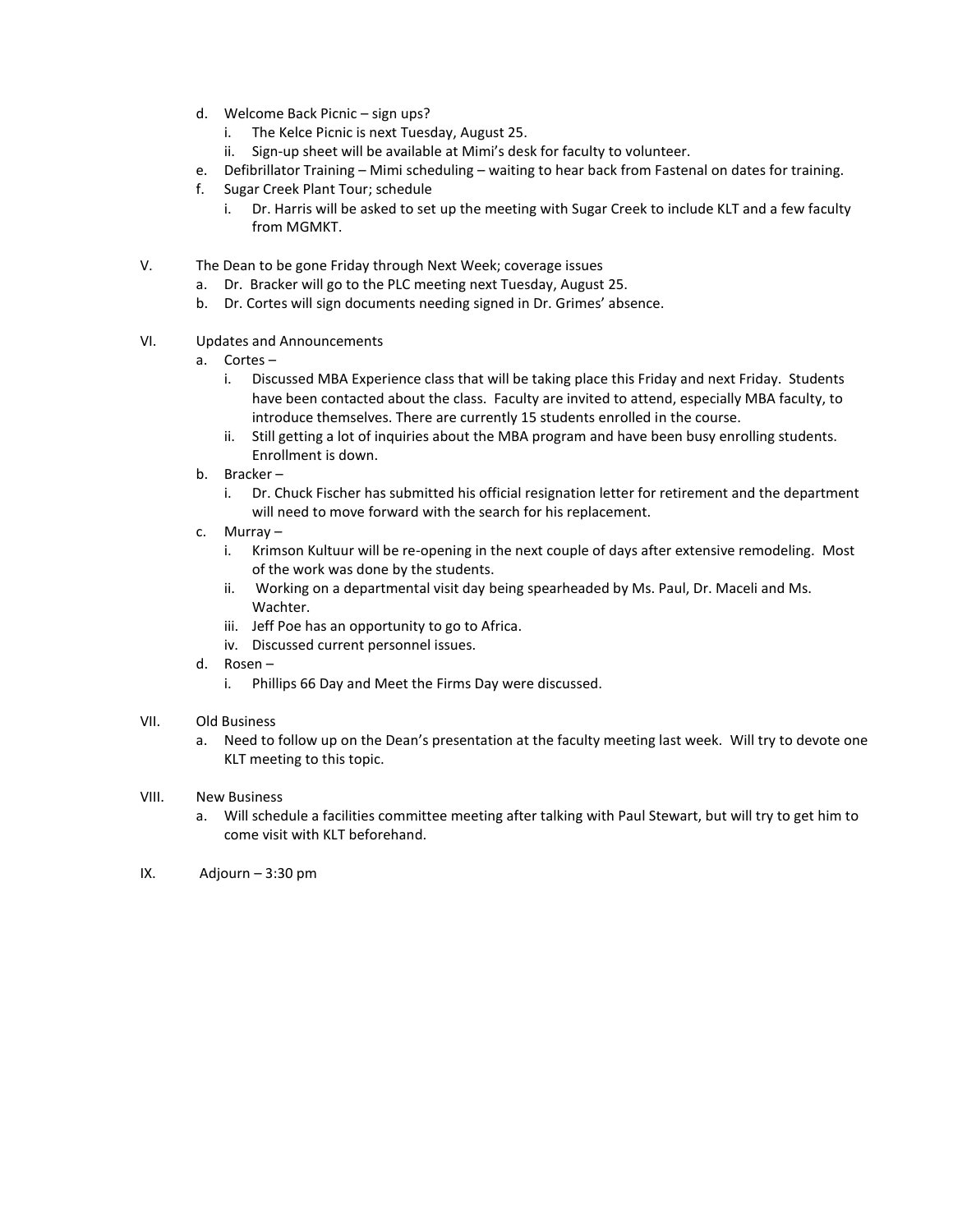d. Welcome Back Picnic – sign ups?
   i. The Kelce Picnic is next Tuesday, August 25.
   ii. Sign-up sheet will be available at Mimi's desk for faculty to volunteer.
e. Defibrillator Training – Mimi scheduling – waiting to hear back from Fastenal on dates for training.
f. Sugar Creek Plant Tour; schedule
   i. Dr. Harris will be asked to set up the meeting with Sugar Creek to include KLT and a few faculty from MGMKT.

V. The Dean to be gone Friday through Next Week; coverage issues
   a. Dr. Bracker will go to the PLC meeting next Tuesday, August 25.
   b. Dr. Cortes will sign documents needing signed in Dr. Grimes' absence.

VI. Updates and Announcements
   a. Cortes –
      i. Discussed MBA Experience class that will be taking place this Friday and next Friday. Students have been contacted about the class. Faculty are invited to attend, especially MBA faculty, to introduce themselves. There are currently 15 students enrolled in the course.
      ii. Still getting a lot of inquiries about the MBA program and have been busy enrolling students. Enrollment is down.
   b. Bracker –
      i. Dr. Chuck Fischer has submitted his official resignation letter for retirement and the department will need to move forward with the search for his replacement.
   c. Murray –
      i. Krimson Kultuur will be re-opening in the next couple of days after extensive remodeling. Most of the work was done by the students.
      ii. Working on a departmental visit day being spearheaded by Ms. Paul, Dr. Maceli and Ms. Wachter.
      iii. Jeff Poe has an opportunity to go to Africa.
      iv. Discussed current personnel issues.
   d. Rosen –
      i. Phillips 66 Day and Meet the Firms Day were discussed.

VII. Old Business
   a. Need to follow up on the Dean's presentation at the faculty meeting last week. Will try to devote one KLT meeting to this topic.

VIII. New Business
   a. Will schedule a facilities committee meeting after talking with Paul Stewart, but will try to get him to come visit with KLT beforehand.

IX. Adjourn – 3:30 pm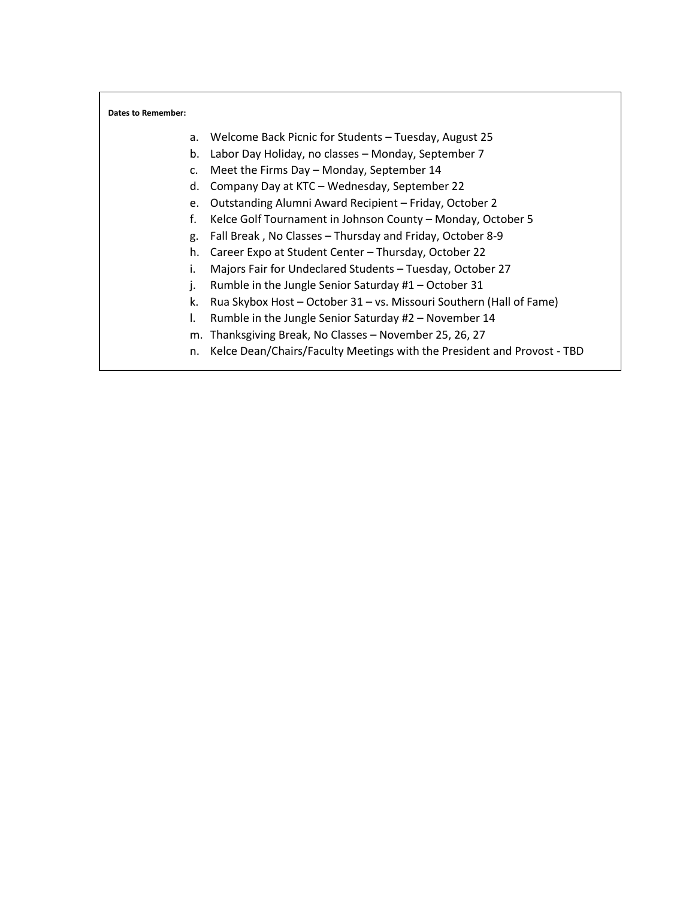**Dates to Remember:**

a. Welcome Back Picnic for Students – Tuesday, August 25
b. Labor Day Holiday, no classes – Monday, September 7
c. Meet the Firms Day – Monday, September 14
d. Company Day at KTC – Wednesday, September 22
e. Outstanding Alumni Award Recipient – Friday, October 2
f. Kelce Golf Tournament in Johnson County – Monday, October 5
g. Fall Break , No Classes – Thursday and Friday, October 8-9
h. Career Expo at Student Center – Thursday, October 22
i. Majors Fair for Undeclared Students – Tuesday, October 27
j. Rumble in the Jungle Senior Saturday #1 – October 31
k. Rua Skybox Host – October 31 – vs. Missouri Southern (Hall of Fame)
l. Rumble in the Jungle Senior Saturday #2 – November 14
m. Thanksgiving Break, No Classes – November 25, 26, 27
n. Kelce Dean/Chairs/Faculty Meetings with the President and Provost - TBD